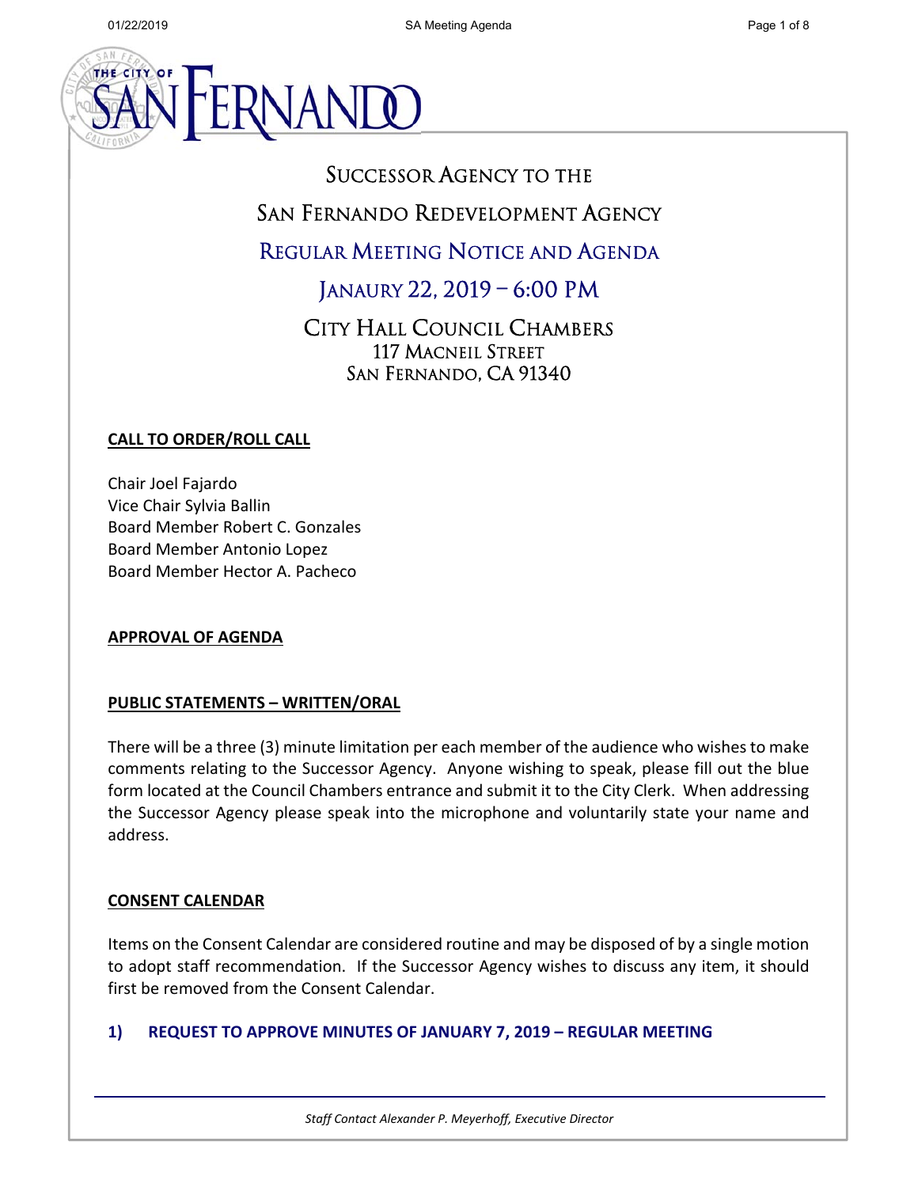# Successor Agency to the

# San Fernando Redevelopment Agency

## Regular Meeting Notice and Agenda

## Janaury 22, 2019 – 6:00 PM

City Hall Council Chambers
117 MacNeil Street
San Fernando, CA 91340

**CALL TO ORDER/ROLL CALL**

Chair Joel Fajardo
Vice Chair Sylvia Ballin
Board Member Robert C. Gonzales
Board Member Antonio Lopez
Board Member Hector A. Pacheco

**APPROVAL OF AGENDA**

**PUBLIC STATEMENTS – WRITTEN/ORAL**

There will be a three (3) minute limitation per each member of the audience who wishes to make comments relating to the Successor Agency. Anyone wishing to speak, please fill out the blue form located at the Council Chambers entrance and submit it to the City Clerk. When addressing the Successor Agency please speak into the microphone and voluntarily state your name and address.

**CONSENT CALENDAR**

Items on the Consent Calendar are considered routine and may be disposed of by a single motion to adopt staff recommendation. If the Successor Agency wishes to discuss any item, it should first be removed from the Consent Calendar.

**1) REQUEST TO APPROVE MINUTES OF JANUARY 7, 2019 – REGULAR MEETING**

*Staff Contact Alexander P. Meyerhoff, Executive Director*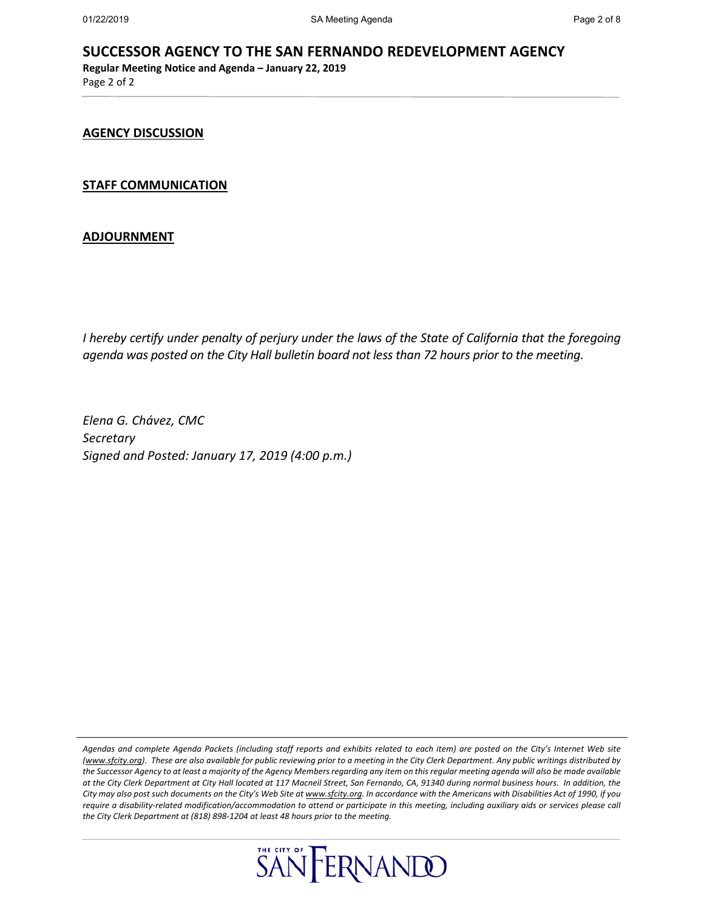## SUCCESSOR AGENCY TO THE SAN FERNANDO REDEVELOPMENT AGENCY

**Regular Meeting Notice and Agenda – January 22, 2019**

### AGENCY DISCUSSION

### STAFF COMMUNICATION

### ADJOURNMENT

*I hereby certify under penalty of perjury under the laws of the State of California that the foregoing agenda was posted on the City Hall bulletin board not less than 72 hours prior to the meeting.*

*Elena G. Chávez, CMC*
*Secretary*
*Signed and Posted: January 17, 2019 (4:00 p.m.)*

*Agendas and complete Agenda Packets (including staff reports and exhibits related to each item) are posted on the City's Internet Web site (www.sfcity.org). These are also available for public reviewing prior to a meeting in the City Clerk Department. Any public writings distributed by the Successor Agency to at least a majority of the Agency Members regarding any item on this regular meeting agenda will also be made available at the City Clerk Department at City Hall located at 117 Macneil Street, San Fernando, CA, 91340 during normal business hours. In addition, the City may also post such documents on the City's Web Site at www.sfcity.org. In accordance with the Americans with Disabilities Act of 1990, if you require a disability-related modification/accommodation to attend or participate in this meeting, including auxiliary aids or services please call the City Clerk Department at (818) 898-1204 at least 48 hours prior to the meeting.*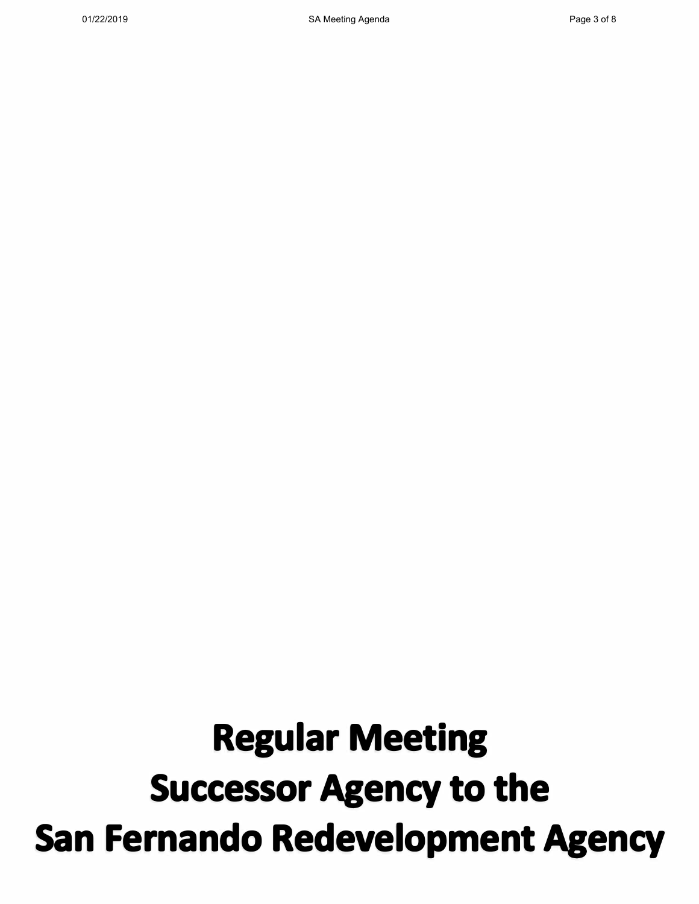# Regular Meeting
# Successor Agency to the
# San Fernando Redevelopment Agency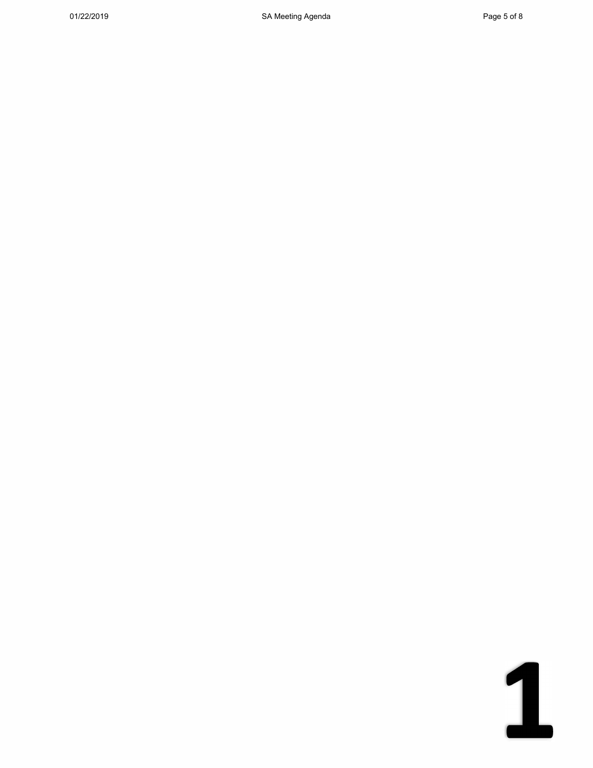# 1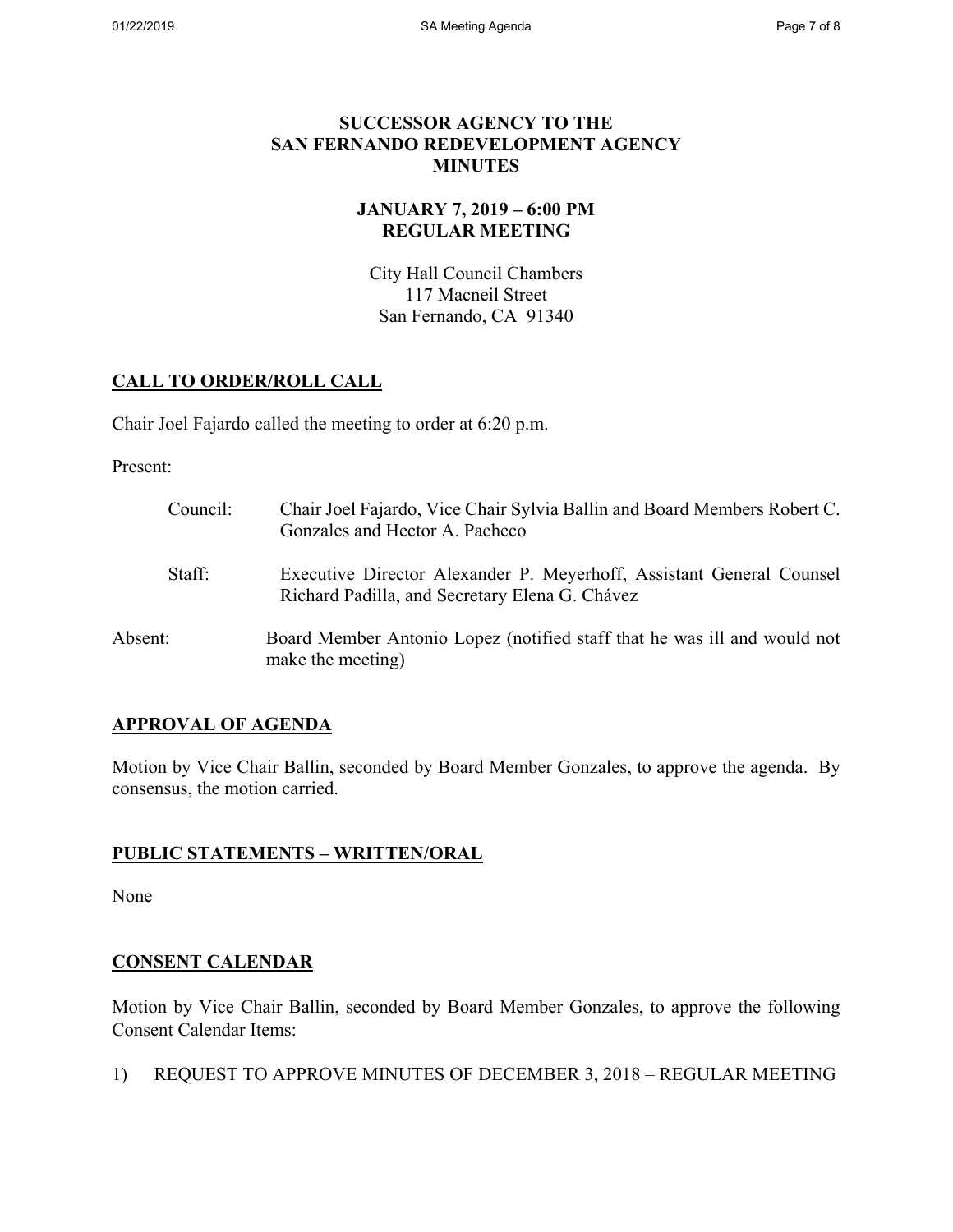# SUCCESSOR AGENCY TO THE SAN FERNANDO REDEVELOPMENT AGENCY MINUTES

## JANUARY 7, 2019 – 6:00 PM REGULAR MEETING

City Hall Council Chambers
117 Macneil Street
San Fernando, CA 91340

## CALL TO ORDER/ROLL CALL

Chair Joel Fajardo called the meeting to order at 6:20 p.m.

Present:

| | |
|---|---|
| Council: | Chair Joel Fajardo, Vice Chair Sylvia Ballin and Board Members Robert C. Gonzales and Hector A. Pacheco |
| Staff: | Executive Director Alexander P. Meyerhoff, Assistant General Counsel Richard Padilla, and Secretary Elena G. Chávez |

Absent: Board Member Antonio Lopez (notified staff that he was ill and would not make the meeting)

## APPROVAL OF AGENDA

Motion by Vice Chair Ballin, seconded by Board Member Gonzales, to approve the agenda. By consensus, the motion carried.

## PUBLIC STATEMENTS – WRITTEN/ORAL

None

## CONSENT CALENDAR

Motion by Vice Chair Ballin, seconded by Board Member Gonzales, to approve the following Consent Calendar Items:

1) REQUEST TO APPROVE MINUTES OF DECEMBER 3, 2018 – REGULAR MEETING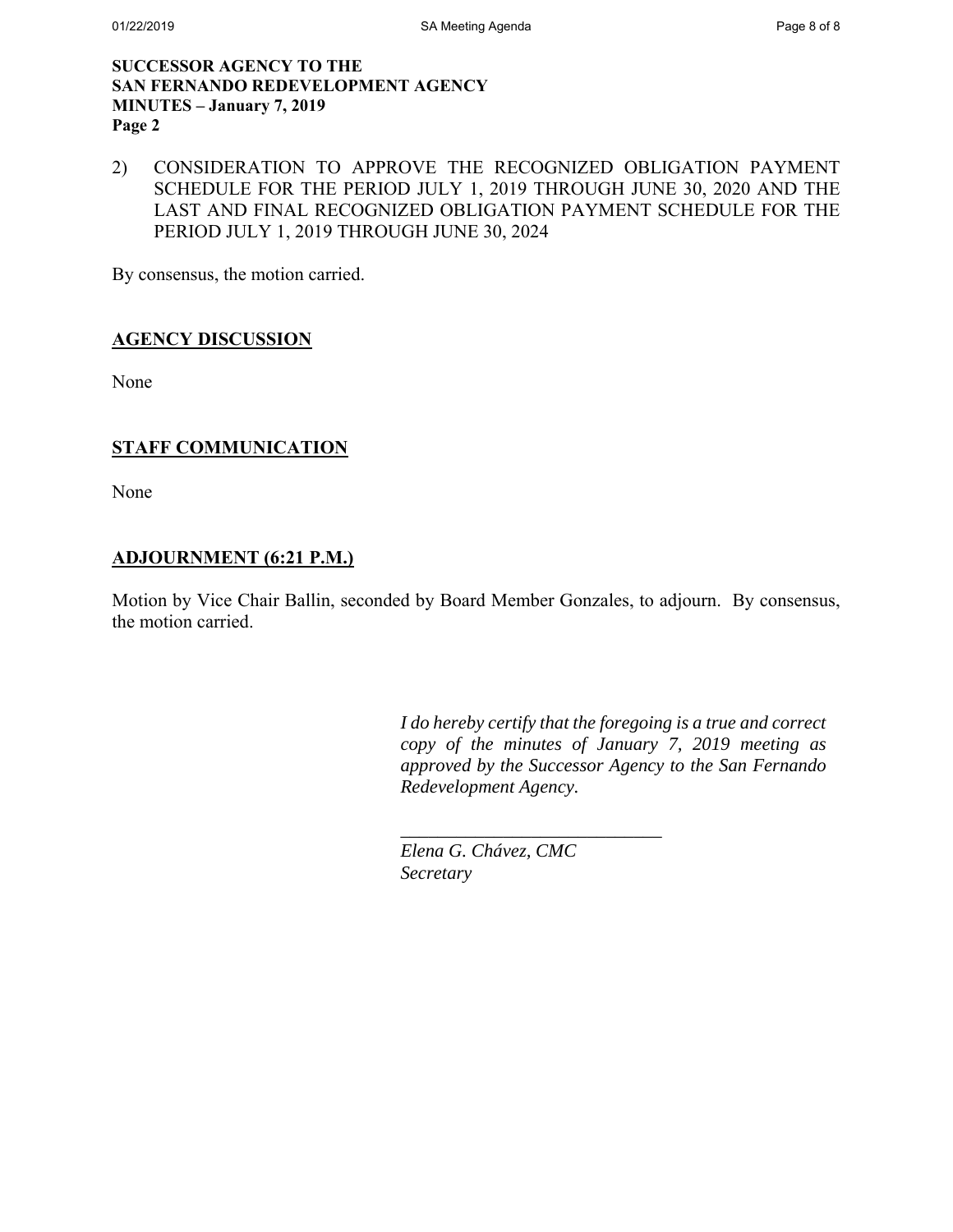**SUCCESSOR AGENCY TO THE**
**SAN FERNANDO REDEVELOPMENT AGENCY**
**MINUTES – January 7, 2019**
**Page 2**

2) CONSIDERATION TO APPROVE THE RECOGNIZED OBLIGATION PAYMENT SCHEDULE FOR THE PERIOD JULY 1, 2019 THROUGH JUNE 30, 2020 AND THE LAST AND FINAL RECOGNIZED OBLIGATION PAYMENT SCHEDULE FOR THE PERIOD JULY 1, 2019 THROUGH JUNE 30, 2024

By consensus, the motion carried.

## AGENCY DISCUSSION

None

## STAFF COMMUNICATION

None

## ADJOURNMENT (6:21 P.M.)

Motion by Vice Chair Ballin, seconded by Board Member Gonzales, to adjourn. By consensus, the motion carried.

*I do hereby certify that the foregoing is a true and correct copy of the minutes of January 7, 2019 meeting as approved by the Successor Agency to the San Fernando Redevelopment Agency.*

\_\_\_\_\_\_\_\_\_\_\_\_\_\_\_\_\_\_\_\_\_\_\_\_\_\_\_\_

*Elena G. Chávez, CMC*
*Secretary*